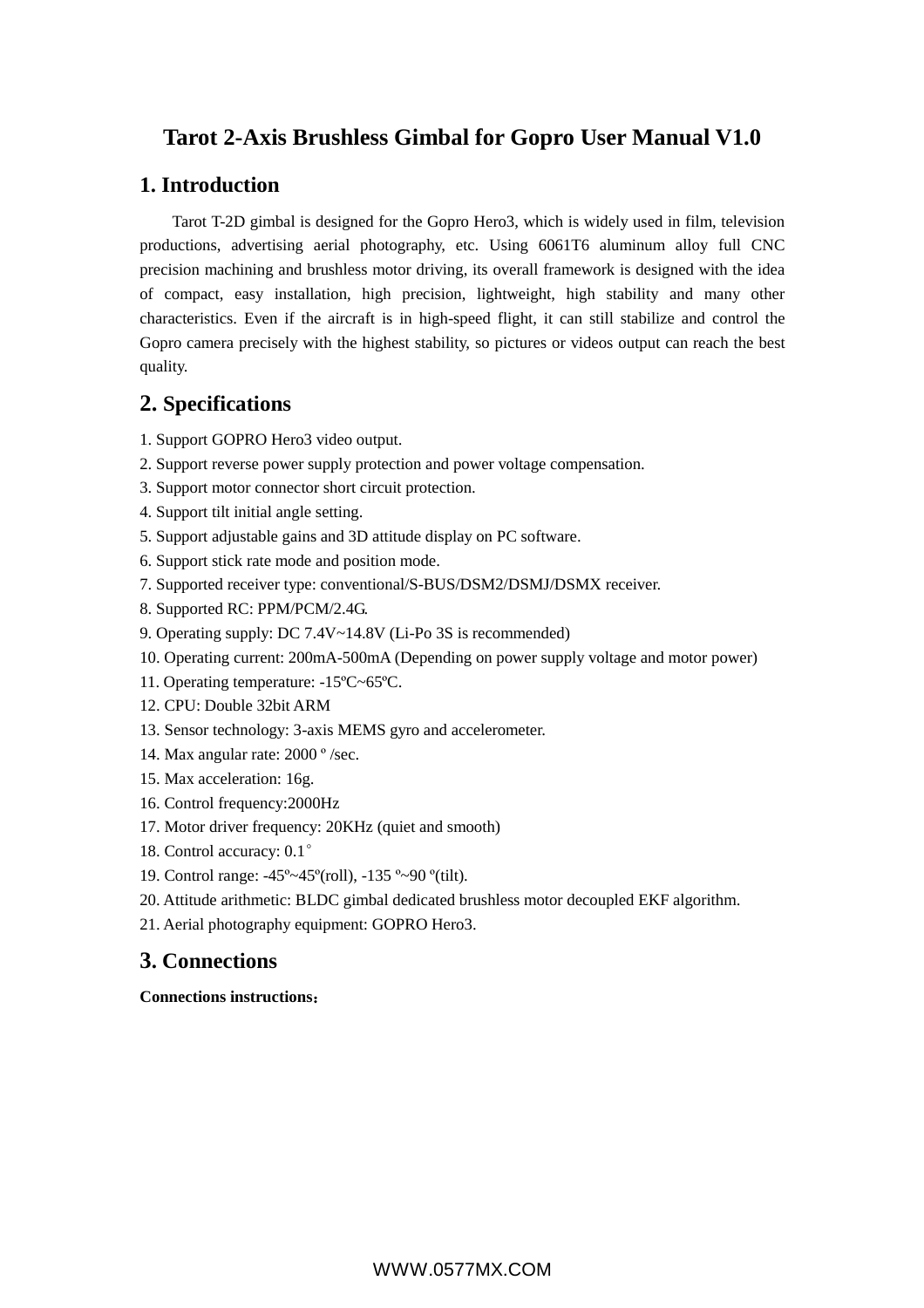# Tarot 2-Axis Brushless Gimbal for Gopro User Manual V1.0

## 1. Introduction

Tarot T-2D gimbal is designed for the Gopro Hero3, which is widely used in film, television productions, advertising aerial photography, etc. Using 6061T6 aluminum alloy full CNC precision machining and brushless motor driving, its overall framework is designed with the idea of compact, easy installation, high precision, lightweight, high stability and many other characteristics. Even if the aircraft is in high-speed flight, it can still stabilize and control the Gopro camera precisely with the highest stability, so pictures or videos output can reach the best quality.

## 2. Specifications

1. Support GOPRO Hero3 video output.
2. Support reverse power supply protection and power voltage compensation.
3. Support motor connector short circuit protection.
4. Support tilt initial angle setting.
5. Support adjustable gains and 3D attitude display on PC software.
6. Support stick rate mode and position mode.
7. Supported receiver type: conventional/S-BUS/DSM2/DSMJ/DSMX receiver.
8. Supported RC: PPM/PCM/2.4G.
9. Operating supply: DC 7.4V~14.8V (Li-Po 3S is recommended)
10. Operating current: 200mA-500mA (Depending on power supply voltage and motor power)
11. Operating temperature: -15ºC~65ºC.
12. CPU: Double 32bit ARM
13. Sensor technology: 3-axis MEMS gyro and accelerometer.
14. Max angular rate: 2000 º /sec.
15. Max acceleration: 16g.
16. Control frequency:2000Hz
17. Motor driver frequency: 20KHz (quiet and smooth)
18. Control accuracy: 0.1°
19. Control range: -45º~45º(roll), -135 º~90 º(tilt).
20. Attitude arithmetic: BLDC gimbal dedicated brushless motor decoupled EKF algorithm.
21. Aerial photography equipment: GOPRO Hero3.

## 3. Connections

**Connections instructions：**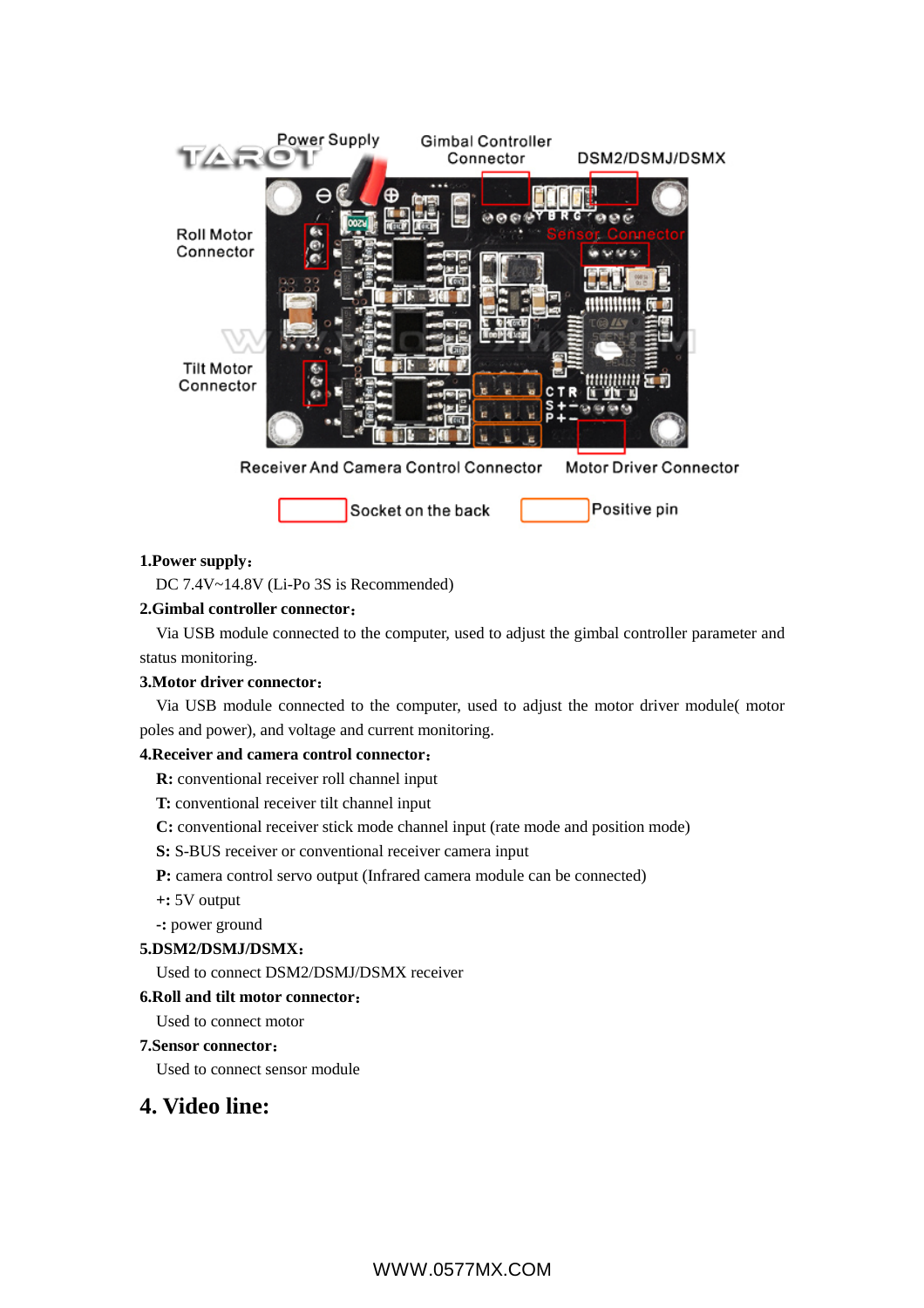**1.Power supply:**

DC 7.4V~14.8V (Li-Po 3S is Recommended)

**2.Gimbal controller connector:**

Via USB module connected to the computer, used to adjust the gimbal controller parameter and status monitoring.

**3.Motor driver connector:**

Via USB module connected to the computer, used to adjust the motor driver module( motor poles and power), and voltage and current monitoring.

**4.Receiver and camera control connector:**

**R:** conventional receiver roll channel input

**T:** conventional receiver tilt channel input

**C:** conventional receiver stick mode channel input (rate mode and position mode)

**S:** S-BUS receiver or conventional receiver camera input

**P:** camera control servo output (Infrared camera module can be connected)

**+:** 5V output

**-:** power ground

**5.DSM2/DSMJ/DSMX:**

Used to connect DSM2/DSMJ/DSMX receiver

**6.Roll and tilt motor connector:**

Used to connect motor

**7.Sensor connector:**

Used to connect sensor module

## 4. Video line: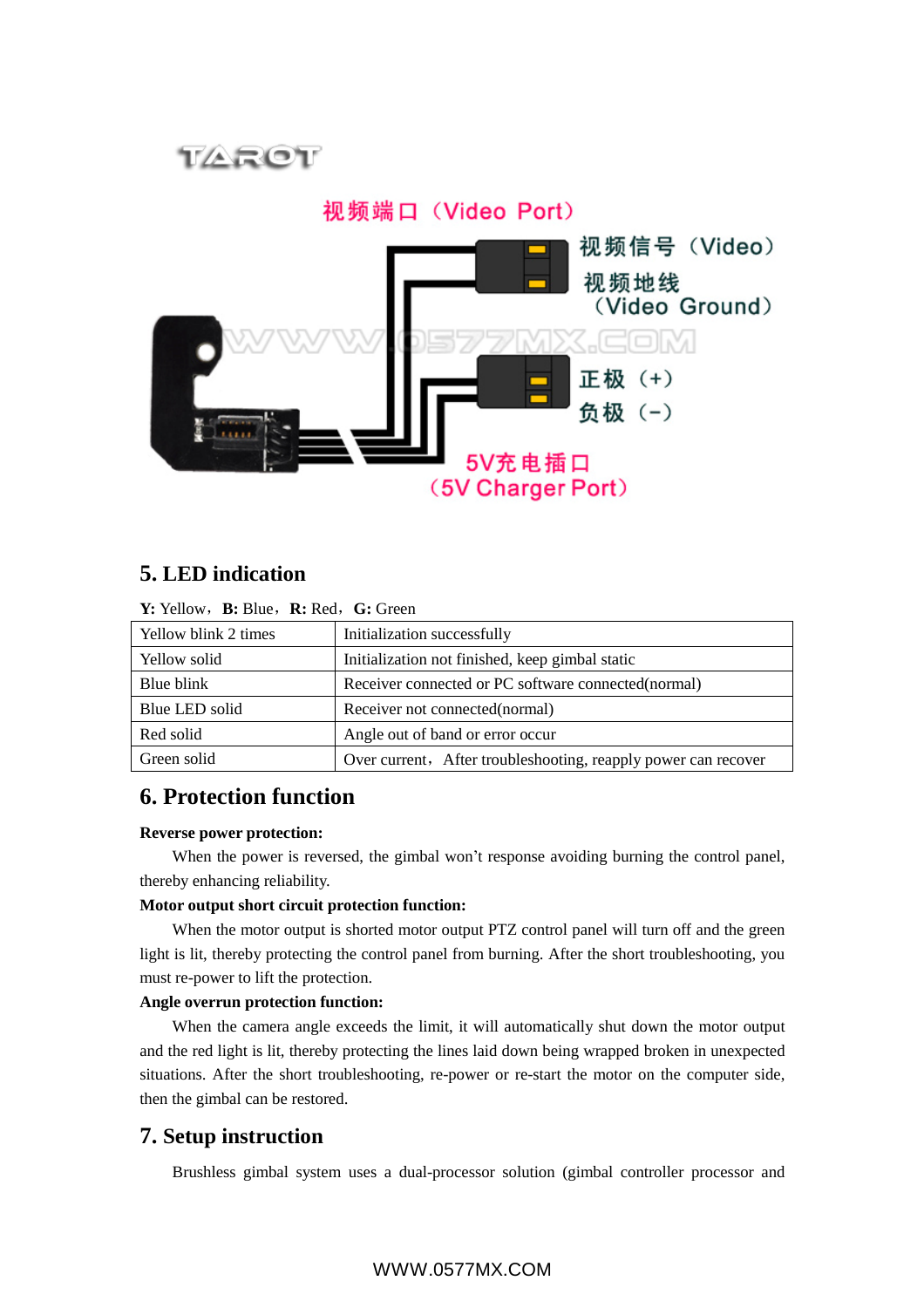视频端口（Video Port）

视频信号（Video）

视频地线（Video Ground）

正极（+）

负极（-）

5V充电插口（5V Charger Port）

## 5. LED indication

**Y:** Yellow，**B:** Blue，**R:** Red，**G:** Green

| | |
|---|---|
| Yellow blink 2 times | Initialization successfully |
| Yellow solid | Initialization not finished, keep gimbal static |
| Blue blink | Receiver connected or PC software connected(normal) |
| Blue LED solid | Receiver not connected(normal) |
| Red solid | Angle out of band or error occur |
| Green solid | Over current，After troubleshooting, reapply power can recover |

## 6. Protection function

**Reverse power protection:**

When the power is reversed, the gimbal won't response avoiding burning the control panel, thereby enhancing reliability.

**Motor output short circuit protection function:**

When the motor output is shorted motor output PTZ control panel will turn off and the green light is lit, thereby protecting the control panel from burning. After the short troubleshooting, you must re-power to lift the protection.

**Angle overrun protection function:**

When the camera angle exceeds the limit, it will automatically shut down the motor output and the red light is lit, thereby protecting the lines laid down being wrapped broken in unexpected situations. After the short troubleshooting, re-power or re-start the motor on the computer side, then the gimbal can be restored.

## 7. Setup instruction

Brushless gimbal system uses a dual-processor solution (gimbal controller processor and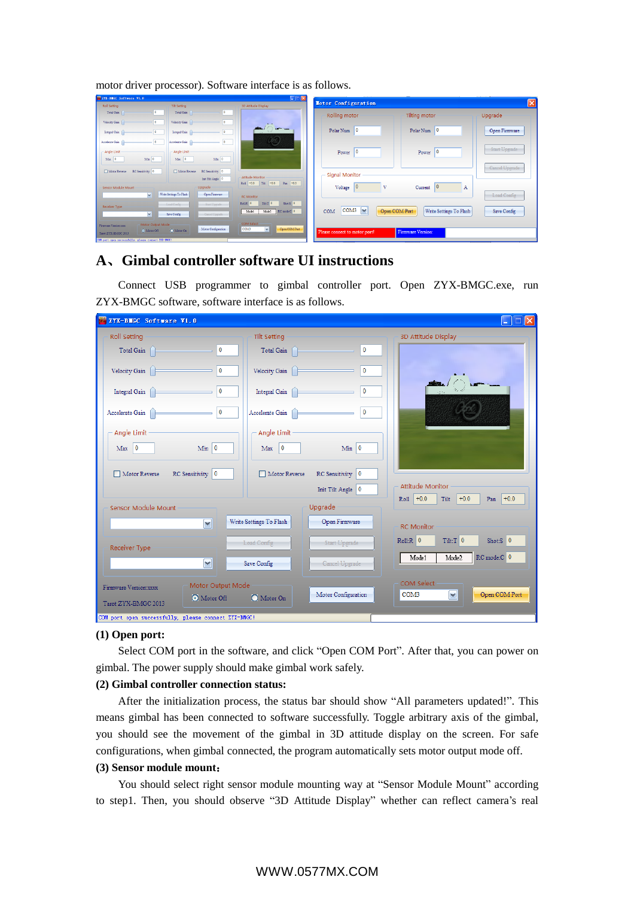motor driver processor). Software interface is as follows.

## A、Gimbal controller software UI instructions

Connect USB programmer to gimbal controller port. Open ZYX-BMGC.exe, run ZYX-BMGC software, software interface is as follows.

**(1) Open port:**

Select COM port in the software, and click "Open COM Port". After that, you can power on gimbal. The power supply should make gimbal work safely.

**(2) Gimbal controller connection status:**

After the initialization process, the status bar should show "All parameters updated!". This means gimbal has been connected to software successfully. Toggle arbitrary axis of the gimbal, you should see the movement of the gimbal in 3D attitude display on the screen. For safe configurations, when gimbal connected, the program automatically sets motor output mode off.

**(3) Sensor module mount：**

You should select right sensor module mounting way at "Sensor Module Mount" according to step1. Then, you should observe "3D Attitude Display" whether can reflect camera's real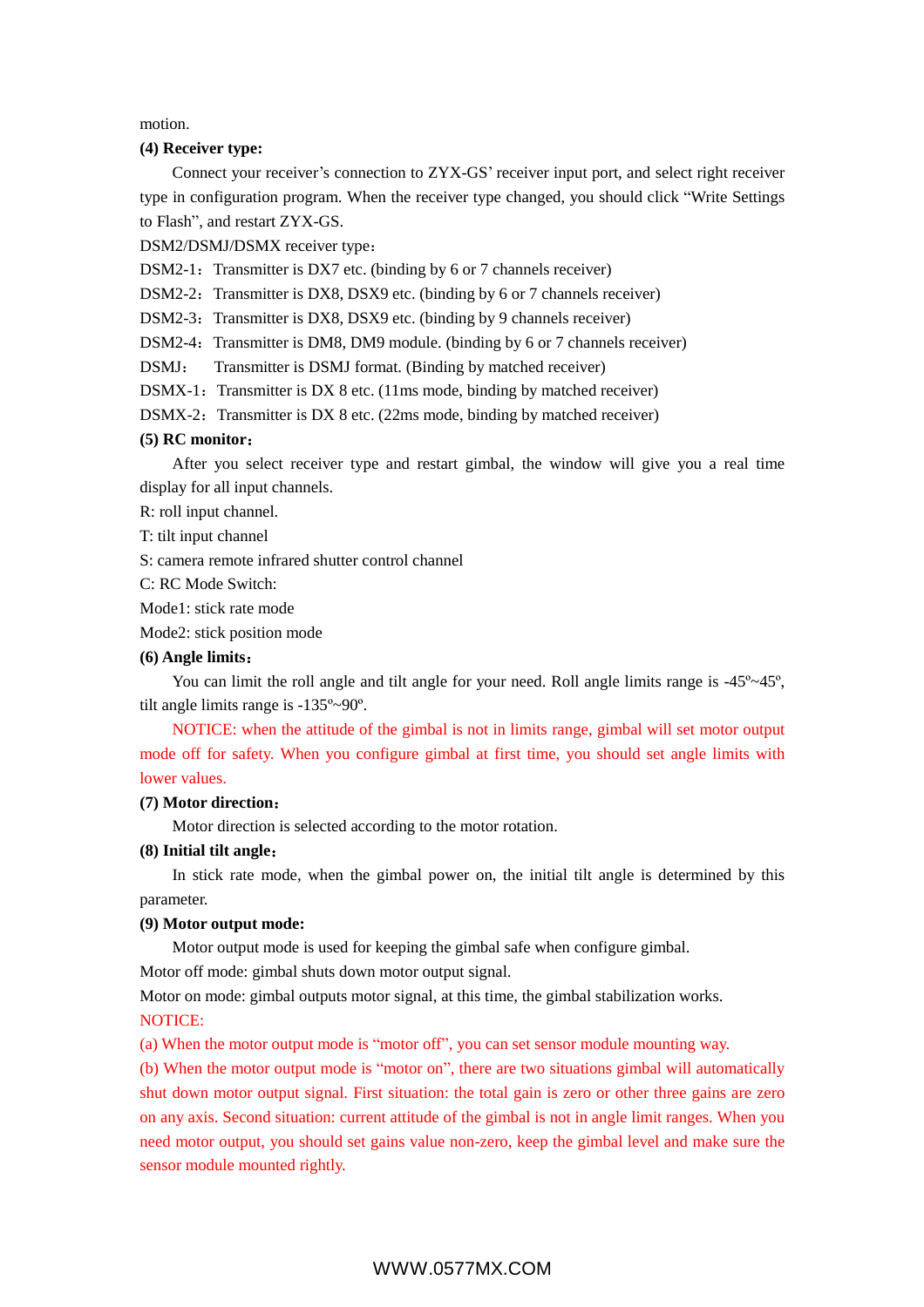motion.

**(4) Receiver type:**

Connect your receiver's connection to ZYX-GS' receiver input port, and select right receiver type in configuration program. When the receiver type changed, you should click "Write Settings to Flash", and restart ZYX-GS.

DSM2/DSMJ/DSMX receiver type：

DSM2-1：Transmitter is DX7 etc. (binding by 6 or 7 channels receiver)

DSM2-2：Transmitter is DX8, DSX9 etc. (binding by 6 or 7 channels receiver)

DSM2-3：Transmitter is DX8, DSX9 etc. (binding by 9 channels receiver)

DSM2-4：Transmitter is DM8, DM9 module. (binding by 6 or 7 channels receiver)

DSMJ：  Transmitter is DSMJ format. (Binding by matched receiver)

DSMX-1：Transmitter is DX 8 etc. (11ms mode, binding by matched receiver)

DSMX-2：Transmitter is DX 8 etc. (22ms mode, binding by matched receiver)

**(5) RC monitor：**

After you select receiver type and restart gimbal, the window will give you a real time display for all input channels.

R: roll input channel.

T: tilt input channel

S: camera remote infrared shutter control channel

C: RC Mode Switch:

Mode1: stick rate mode

Mode2: stick position mode

**(6) Angle limits：**

You can limit the roll angle and tilt angle for your need. Roll angle limits range is -45º~45º, tilt angle limits range is -135º~90º.

NOTICE: when the attitude of the gimbal is not in limits range, gimbal will set motor output mode off for safety. When you configure gimbal at first time, you should set angle limits with lower values.

**(7) Motor direction：**

Motor direction is selected according to the motor rotation.

**(8) Initial tilt angle：**

In stick rate mode, when the gimbal power on, the initial tilt angle is determined by this parameter.

**(9) Motor output mode:**

Motor output mode is used for keeping the gimbal safe when configure gimbal.

Motor off mode: gimbal shuts down motor output signal.

Motor on mode: gimbal outputs motor signal, at this time, the gimbal stabilization works.

NOTICE:

(a) When the motor output mode is "motor off", you can set sensor module mounting way.

(b) When the motor output mode is "motor on", there are two situations gimbal will automatically shut down motor output signal. First situation: the total gain is zero or other three gains are zero on any axis. Second situation: current attitude of the gimbal is not in angle limit ranges. When you need motor output, you should set gains value non-zero, keep the gimbal level and make sure the sensor module mounted rightly.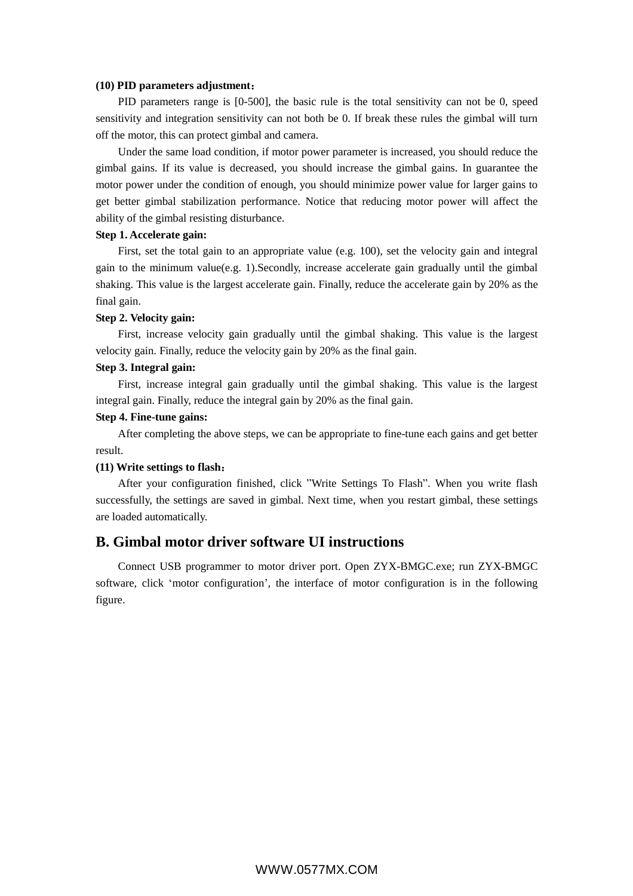**(10) PID parameters adjustment：**

PID parameters range is [0-500], the basic rule is the total sensitivity can not be 0, speed sensitivity and integration sensitivity can not both be 0. If break these rules the gimbal will turn off the motor, this can protect gimbal and camera.

Under the same load condition, if motor power parameter is increased, you should reduce the gimbal gains. If its value is decreased, you should increase the gimbal gains. In guarantee the motor power under the condition of enough, you should minimize power value for larger gains to get better gimbal stabilization performance. Notice that reducing motor power will affect the ability of the gimbal resisting disturbance.

**Step 1. Accelerate gain:**

First, set the total gain to an appropriate value (e.g. 100), set the velocity gain and integral gain to the minimum value(e.g. 1).Secondly, increase accelerate gain gradually until the gimbal shaking. This value is the largest accelerate gain. Finally, reduce the accelerate gain by 20% as the final gain.

**Step 2. Velocity gain:**

First, increase velocity gain gradually until the gimbal shaking. This value is the largest velocity gain. Finally, reduce the velocity gain by 20% as the final gain.

**Step 3. Integral gain:**

First, increase integral gain gradually until the gimbal shaking. This value is the largest integral gain. Finally, reduce the integral gain by 20% as the final gain.

**Step 4. Fine-tune gains:**

After completing the above steps, we can be appropriate to fine-tune each gains and get better result.

**(11) Write settings to flash：**

After your configuration finished, click ”Write Settings To Flash”. When you write flash successfully, the settings are saved in gimbal. Next time, when you restart gimbal, these settings are loaded automatically.

## B. Gimbal motor driver software UI instructions

Connect USB programmer to motor driver port. Open ZYX-BMGC.exe; run ZYX-BMGC software, click ‘motor configuration’, the interface of motor configuration is in the following figure.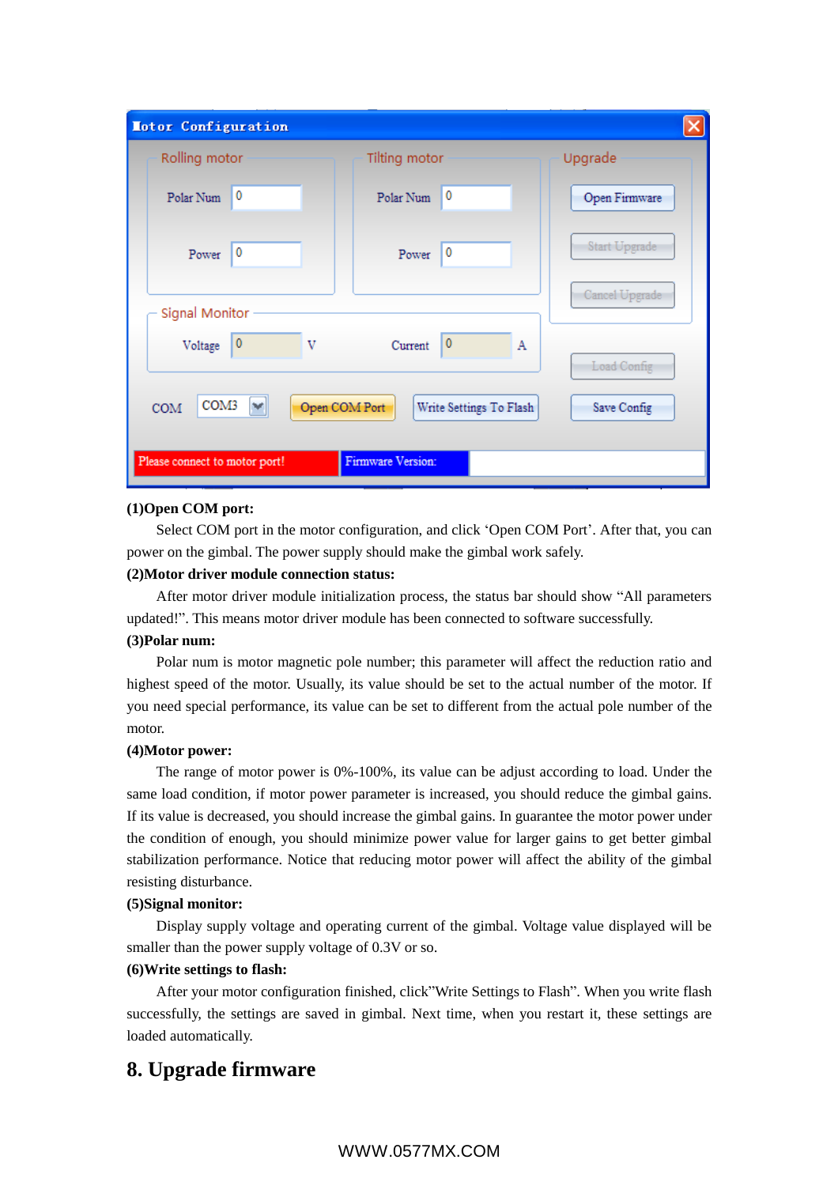**(1)Open COM port:**

Select COM port in the motor configuration, and click ‘Open COM Port’. After that, you can power on the gimbal. The power supply should make the gimbal work safely.

**(2)Motor driver module connection status:**

After motor driver module initialization process, the status bar should show “All parameters updated!”. This means motor driver module has been connected to software successfully.

**(3)Polar num:**

Polar num is motor magnetic pole number; this parameter will affect the reduction ratio and highest speed of the motor. Usually, its value should be set to the actual number of the motor. If you need special performance, its value can be set to different from the actual pole number of the motor.

**(4)Motor power:**

The range of motor power is 0%-100%, its value can be adjust according to load. Under the same load condition, if motor power parameter is increased, you should reduce the gimbal gains. If its value is decreased, you should increase the gimbal gains. In guarantee the motor power under the condition of enough, you should minimize power value for larger gains to get better gimbal stabilization performance. Notice that reducing motor power will affect the ability of the gimbal resisting disturbance.

**(5)Signal monitor:**

Display supply voltage and operating current of the gimbal. Voltage value displayed will be smaller than the power supply voltage of 0.3V or so.

**(6)Write settings to flash:**

After your motor configuration finished, click”Write Settings to Flash”. When you write flash successfully, the settings are saved in gimbal. Next time, when you restart it, these settings are loaded automatically.

## 8. Upgrade firmware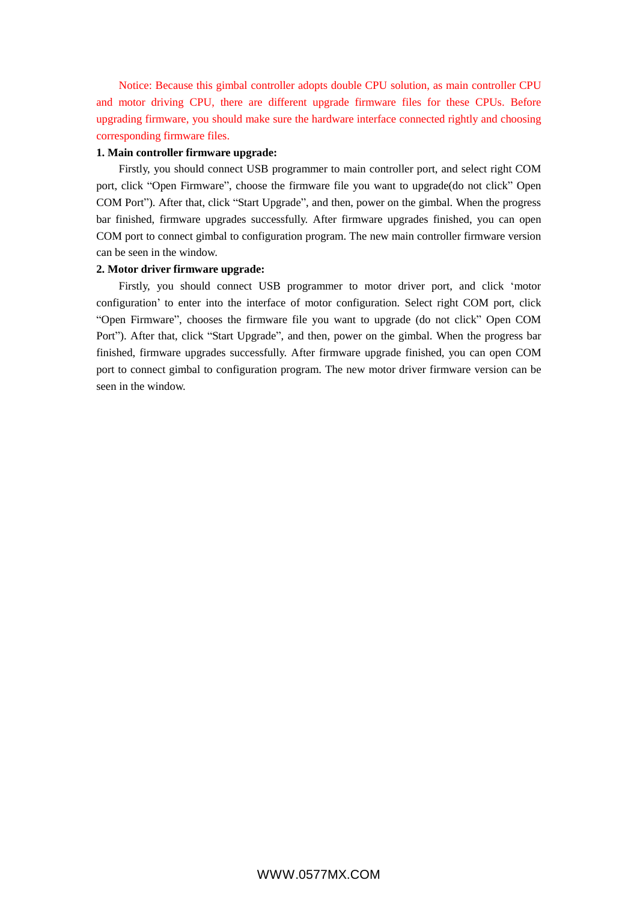Notice: Because this gimbal controller adopts double CPU solution, as main controller CPU and motor driving CPU, there are different upgrade firmware files for these CPUs. Before upgrading firmware, you should make sure the hardware interface connected rightly and choosing corresponding firmware files.

**1. Main controller firmware upgrade:**

Firstly, you should connect USB programmer to main controller port, and select right COM port, click “Open Firmware”, choose the firmware file you want to upgrade(do not click” Open COM Port”). After that, click “Start Upgrade”, and then, power on the gimbal. When the progress bar finished, firmware upgrades successfully. After firmware upgrades finished, you can open COM port to connect gimbal to configuration program. The new main controller firmware version can be seen in the window.

**2. Motor driver firmware upgrade:**

Firstly, you should connect USB programmer to motor driver port, and click ‘motor configuration’ to enter into the interface of motor configuration. Select right COM port, click “Open Firmware”, chooses the firmware file you want to upgrade (do not click” Open COM Port”). After that, click “Start Upgrade”, and then, power on the gimbal. When the progress bar finished, firmware upgrades successfully. After firmware upgrade finished, you can open COM port to connect gimbal to configuration program. The new motor driver firmware version can be seen in the window.